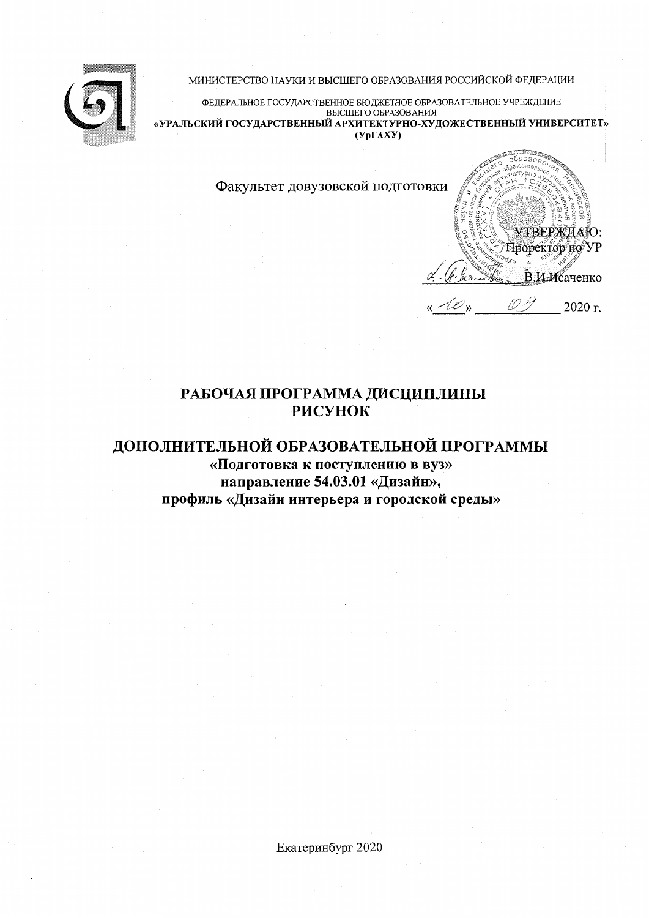МИНИСТЕРСТВО НАУКИ И ВЫСШЕГО ОБРАЗОВАНИЯ РОССИЙСКОЙ ФЕДЕРАЦИИ

ФЕДЕРАЛЬНОЕ ГОСУДАРСТВЕННОЕ БЮДЖЕТНОЕ ОБРАЗОВАТЕЛЬНОЕ УЧРЕЖДЕНИЕ
ВЫСШЕГО ОБРАЗОВАНИЯ
**«УРАЛЬСКИЙ ГОСУДАРСТВЕННЫЙ АРХИТЕКТУРНО-ХУДОЖЕСТВЕННЫЙ УНИВЕРСИТЕТ»**
**(УрГАХУ)**

Факультет довузовской подготовки

УТВЕРЖДАЮ:
Проректор по УР
_________ В.И.Исаченко
«10» 09 2020 г.

# РАБОЧАЯ ПРОГРАММА ДИСЦИПЛИНЫ
# РИСУНОК

## ДОПОЛНИТЕЛЬНОЙ ОБРАЗОВАТЕЛЬНОЙ ПРОГРАММЫ
**«Подготовка к поступлению в вуз»**
**направление 54.03.01 «Дизайн»,**
**профиль «Дизайн интерьера и городской среды»**

Екатеринбург 2020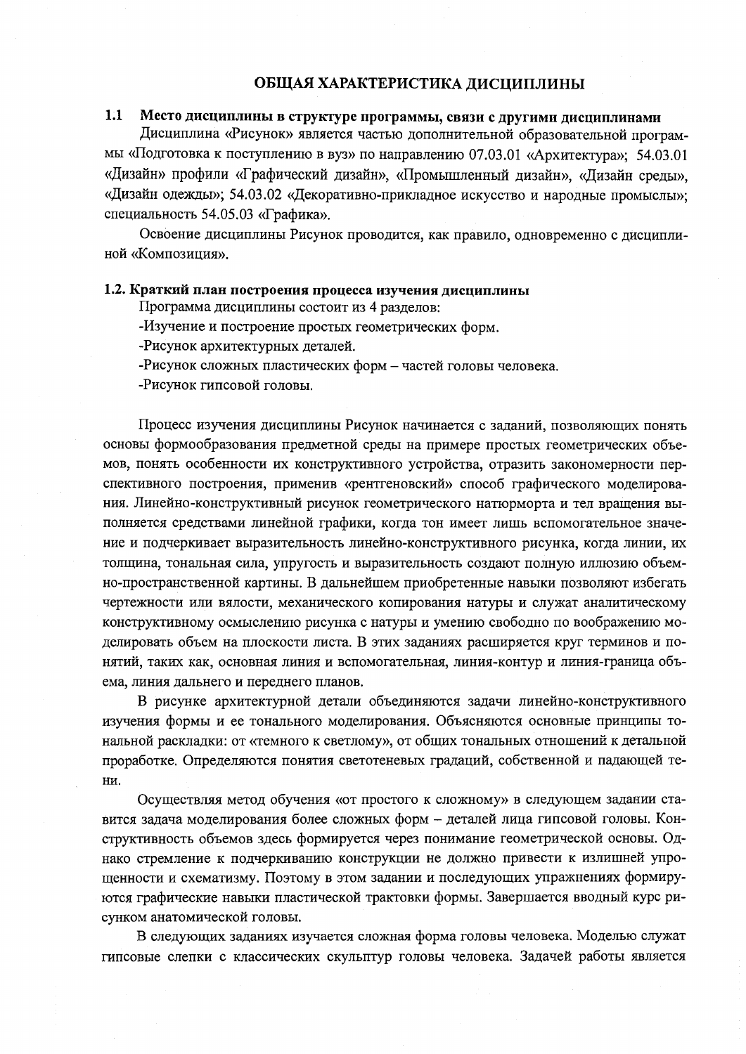# ОБЩАЯ ХАРАКТЕРИСТИКА ДИСЦИПЛИНЫ

## 1.1 Место дисциплины в структуре программы, связи с другими дисциплинами

Дисциплина «Рисунок» является частью дополнительной образовательной программы «Подготовка к поступлению в вуз» по направлению 07.03.01 «Архитектура»; 54.03.01 «Дизайн» профили «Графический дизайн», «Промышленный дизайн», «Дизайн среды», «Дизайн одежды»; 54.03.02 «Декоративно-прикладное искусство и народные промыслы»; специальность 54.05.03 «Графика».

Освоение дисциплины Рисунок проводится, как правило, одновременно с дисциплиной «Композиция».

## 1.2. Краткий план построения процесса изучения дисциплины

Программа дисциплины состоит из 4 разделов:

-Изучение и построение простых геометрических форм.

-Рисунок архитектурных деталей.

-Рисунок сложных пластических форм – частей головы человека.

-Рисунок гипсовой головы.

Процесс изучения дисциплины Рисунок начинается с заданий, позволяющих понять основы формообразования предметной среды на примере простых геометрических объемов, понять особенности их конструктивного устройства, отразить закономерности перспективного построения, применив «рентгеновский» способ графического моделирования. Линейно-конструктивный рисунок геометрического натюрморта и тел вращения выполняется средствами линейной графики, когда тон имеет лишь вспомогательное значение и подчеркивает выразительность линейно-конструктивного рисунка, когда линии, их толщина, тональная сила, упругость и выразительность создают полную иллюзию объемно-пространственной картины. В дальнейшем приобретенные навыки позволяют избегать чертежности или вялости, механического копирования натуры и служат аналитическому конструктивному осмыслению рисунка с натуры и умению свободно по воображению моделировать объем на плоскости листа. В этих заданиях расширяется круг терминов и понятий, таких как, основная линия и вспомогательная, линия-контур и линия-граница объема, линия дальнего и переднего планов.

В рисунке архитектурной детали объединяются задачи линейно-конструктивного изучения формы и ее тонального моделирования. Объясняются основные принципы тональной раскладки: от «темного к светлому», от общих тональных отношений к детальной проработке. Определяются понятия светотеневых градаций, собственной и падающей тени.

Осуществляя метод обучения «от простого к сложному» в следующем задании ставится задача моделирования более сложных форм – деталей лица гипсовой головы. Конструктивность объемов здесь формируется через понимание геометрической основы. Однако стремление к подчеркиванию конструкции не должно привести к излишней упрощенности и схематизму. Поэтому в этом задании и последующих упражнениях формируются графические навыки пластической трактовки формы. Завершается вводный курс рисунком анатомической головы.

В следующих заданиях изучается сложная форма головы человека. Моделью служат гипсовые слепки с классических скульптур головы человека. Задачей работы является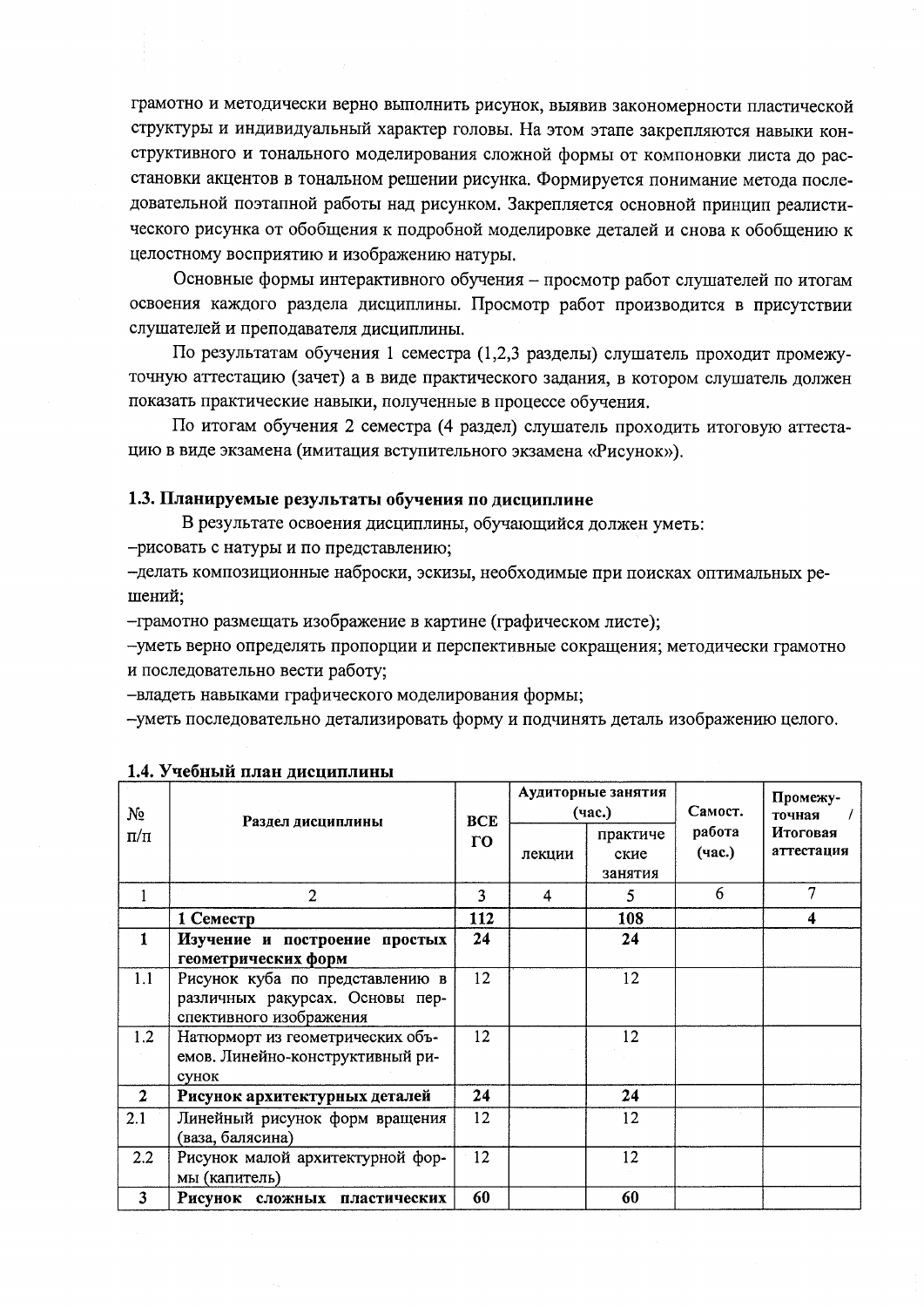грамотно и методически верно выполнить рисунок, выявив закономерности пластической структуры и индивидуальный характер головы. На этом этапе закрепляются навыки конструктивного и тонального моделирования сложной формы от компоновки листа до расстановки акцентов в тональном решении рисунка. Формируется понимание метода последовательной поэтапной работы над рисунком. Закрепляется основной принцип реалистического рисунка от обобщения к подробной моделировке деталей и снова к обобщению к целостному восприятию и изображению натуры.

Основные формы интерактивного обучения – просмотр работ слушателей по итогам освоения каждого раздела дисциплины. Просмотр работ производится в присутствии слушателей и преподавателя дисциплины.

По результатам обучения 1 семестра (1,2,3 разделы) слушатель проходит промежуточную аттестацию (зачет) а в виде практического задания, в котором слушатель должен показать практические навыки, полученные в процессе обучения.

По итогам обучения 2 семестра (4 раздел) слушатель проходить итоговую аттестацию в виде экзамена (имитация вступительного экзамена «Рисунок»).

### 1.3. Планируемые результаты обучения по дисциплине

В результате освоения дисциплины, обучающийся должен уметь:

–рисовать с натуры и по представлению;

–делать композиционные наброски, эскизы, необходимые при поисках оптимальных решений;

–грамотно размещать изображение в картине (графическом листе);

–уметь верно определять пропорции и перспективные сокращения; методически грамотно и последовательно вести работу;

–владеть навыками графического моделирования формы;

–уметь последовательно детализировать форму и подчинять деталь изображению целого.

### 1.4. Учебный план дисциплины

| № п/п | Раздел дисциплины | ВСЕГО | Аудиторные занятия (час.) | | Самост. работа (час.) | Промежуточная / Итоговая аттестация |
|---|---|---|---|---|---|---|
| | | | лекции | практические занятия | | |
| 1 | 2 | 3 | 4 | 5 | 6 | 7 |
| | **1 Семестр** | **112** | | **108** | | **4** |
| **1** | **Изучение и построение простых геометрических форм** | **24** | | **24** | | |
| 1.1 | Рисунок куба по представлению в различных ракурсах. Основы перспективного изображения | 12 | | 12 | | |
| 1.2 | Натюрморт из геометрических объемов. Линейно-конструктивный рисунок | 12 | | 12 | | |
| **2** | **Рисунок архитектурных деталей** | **24** | | **24** | | |
| 2.1 | Линейный рисунок форм вращения (ваза, балясина) | 12 | | 12 | | |
| 2.2 | Рисунок малой архитектурной формы (капитель) | 12 | | 12 | | |
| **3** | **Рисунок сложных пластических** | **60** | | **60** | | |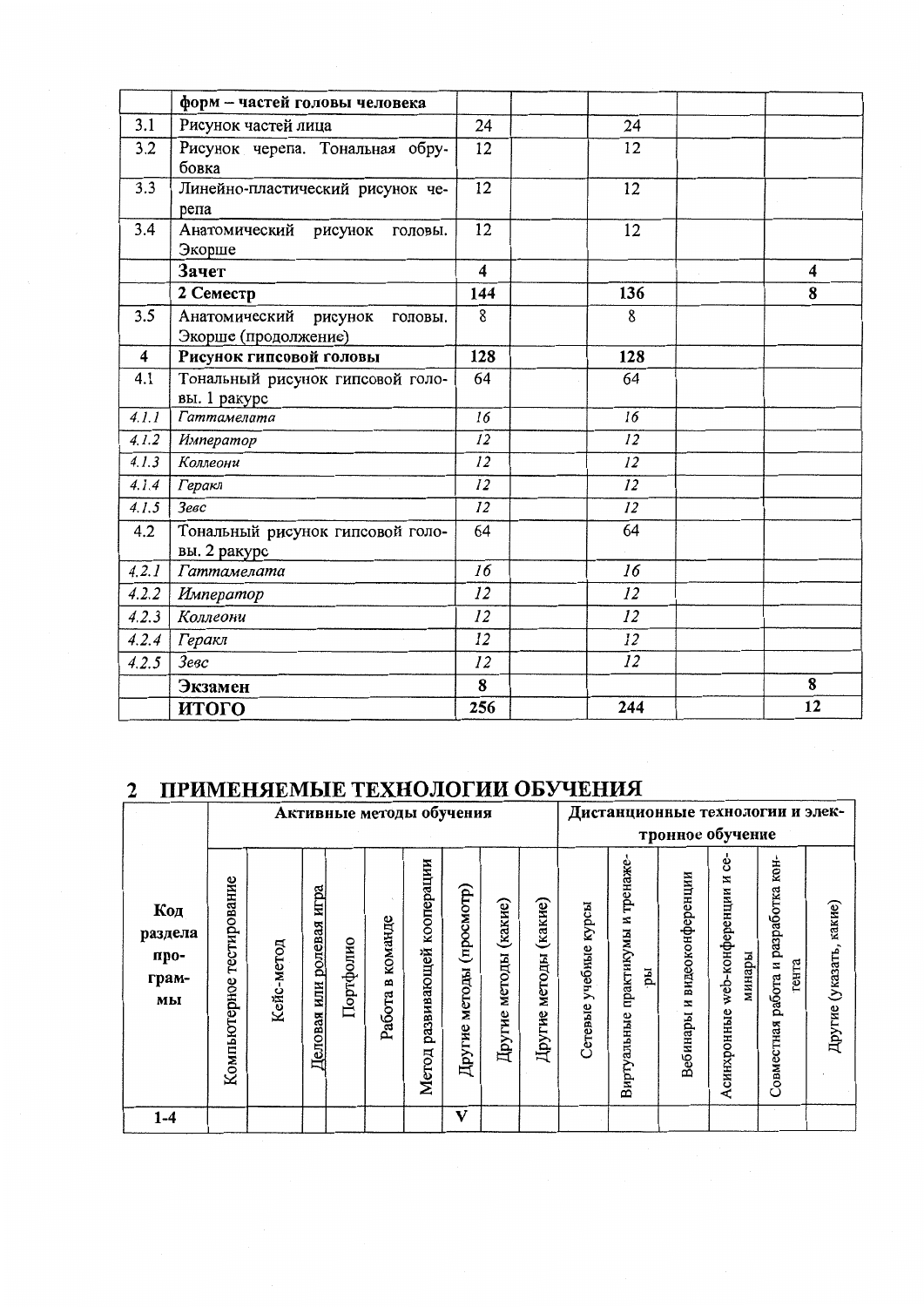|  | форм – частей головы человека |  |  |  |  |  |
|---|---|---|---|---|---|---|
| 3.1 | Рисунок частей лица | 24 |  | 24 |  |  |
| 3.2 | Рисунок черепа. Тональная обрубовка | 12 |  | 12 |  |  |
| 3.3 | Линейно-пластический рисунок черепа | 12 |  | 12 |  |  |
| 3.4 | Анатомический рисунок головы. Экорше | 12 |  | 12 |  |  |
|  | **Зачет** | **4** |  |  |  | **4** |
|  | **2 Семестр** | **144** |  | **136** |  | **8** |
| 3.5 | Анатомический рисунок головы. Экорше (продолжение) | 8 |  | 8 |  |  |
| **4** | **Рисунок гипсовой головы** | **128** |  | **128** |  |  |
| 4.1 | Тональный рисунок гипсовой головы. 1 ракурс | 64 |  | 64 |  |  |
| *4.1.1* | *Гаттамелата* | *16* |  | *16* |  |  |
| *4.1.2* | *Император* | *12* |  | *12* |  |  |
| *4.1.3* | *Коллеони* | *12* |  | *12* |  |  |
| *4.1.4* | *Геракл* | *12* |  | *12* |  |  |
| *4.1.5* | *Зевс* | *12* |  | *12* |  |  |
| 4.2 | Тональный рисунок гипсовой головы. 2 ракурс | 64 |  | 64 |  |  |
| *4.2.1* | *Гаттамелата* | *16* |  | *16* |  |  |
| *4.2.2* | *Император* | *12* |  | *12* |  |  |
| *4.2.3* | *Коллеони* | *12* |  | *12* |  |  |
| *4.2.4* | *Геракл* | *12* |  | *12* |  |  |
| *4.2.5* | *Зевс* | *12* |  | *12* |  |  |
|  | **Экзамен** | **8** |  |  |  | **8** |
|  | **ИТОГО** | **256** |  | **244** |  | **12** |

## 2 ПРИМЕНЯЕМЫЕ ТЕХНОЛОГИИ ОБУЧЕНИЯ

| Код раздела программы | Активные методы обучения |  |  |  |  |  |  |  |  | Дистанционные технологии и электронное обучение |  |  |  |  |  |
|---|---|---|---|---|---|---|---|---|---|---|---|---|---|---|---|
|  | Компьютерное тестирование | Кейс-метод | Деловая или ролевая игра | Портфолио | Работа в команде | Метод развивающей кооперации | Другие методы (просмотр) | Другие методы (какие) | Другие методы (какие) | Сетевые учебные курсы | Виртуальные практикумы и тренажеры | Вебинары и видеоконференции | Асинхронные web-конференции и семинары | Совместная работа и разработка контента | Другие (указать, какие) |
| 1-4 |  |  |  |  |  |  | V |  |  |  |  |  |  |  |  |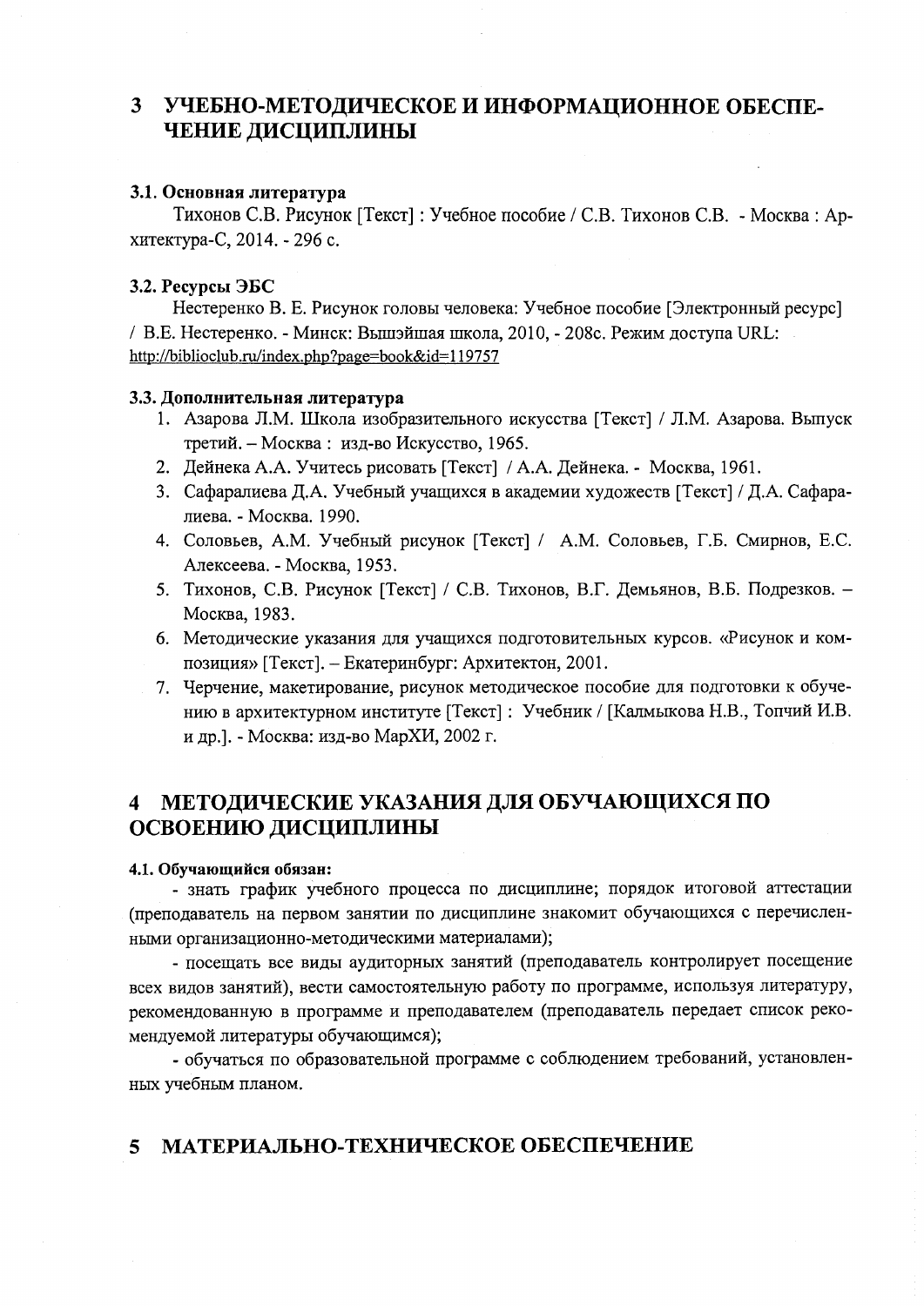# 3 УЧЕБНО-МЕТОДИЧЕСКОЕ И ИНФОРМАЦИОННОЕ ОБЕСПЕЧЕНИЕ ДИСЦИПЛИНЫ

### 3.1. Основная литература

Тихонов С.В. Рисунок [Текст] : Учебное пособие / С.В. Тихонов С.В. - Москва : Архитектура-С, 2014. - 296 с.

### 3.2. Ресурсы ЭБС

Нестеренко В. Е. Рисунок головы человека: Учебное пособие [Электронный ресурс] / В.Е. Нестеренко. - Минск: Вышэйшая школа, 2010, - 208с. Режим доступа URL: http://biblioclub.ru/index.php?page=book&id=119757

### 3.3. Дополнительная литература

1. Азарова Л.М. Школа изобразительного искусства [Текст] / Л.М. Азарова. Выпуск третий. – Москва : изд-во Искусство, 1965.
2. Дейнека А.А. Учитесь рисовать [Текст] / А.А. Дейнека. - Москва, 1961.
3. Сафаралиева Д.А. Учебный учащихся в академии художеств [Текст] / Д.А. Сафаралиева. - Москва. 1990.
4. Соловьев, А.М. Учебный рисунок [Текст] / А.М. Соловьев, Г.Б. Смирнов, Е.С. Алексеева. - Москва, 1953.
5. Тихонов, С.В. Рисунок [Текст] / С.В. Тихонов, В.Г. Демьянов, В.Б. Подрезков. – Москва, 1983.
6. Методические указания для учащихся подготовительных курсов. «Рисунок и композиция» [Текст]. – Екатеринбург: Архитектон, 2001.
7. Черчение, макетирование, рисунок методическое пособие для подготовки к обучению в архитектурном институте [Текст] : Учебник / [Калмыкова Н.В., Топчий И.В. и др.]. - Москва: изд-во МарХИ, 2002 г.

# 4 МЕТОДИЧЕСКИЕ УКАЗАНИЯ ДЛЯ ОБУЧАЮЩИХСЯ ПО ОСВОЕНИЮ ДИСЦИПЛИНЫ

### 4.1. Обучающийся обязан:

- знать график учебного процесса по дисциплине; порядок итоговой аттестации (преподаватель на первом занятии по дисциплине знакомит обучающихся с перечисленными организационно-методическими материалами);
- посещать все виды аудиторных занятий (преподаватель контролирует посещение всех видов занятий), вести самостоятельную работу по программе, используя литературу, рекомендованную в программе и преподавателем (преподаватель передает список рекомендуемой литературы обучающимся);
- обучаться по образовательной программе с соблюдением требований, установленных учебным планом.

# 5 МАТЕРИАЛЬНО-ТЕХНИЧЕСКОЕ ОБЕСПЕЧЕНИЕ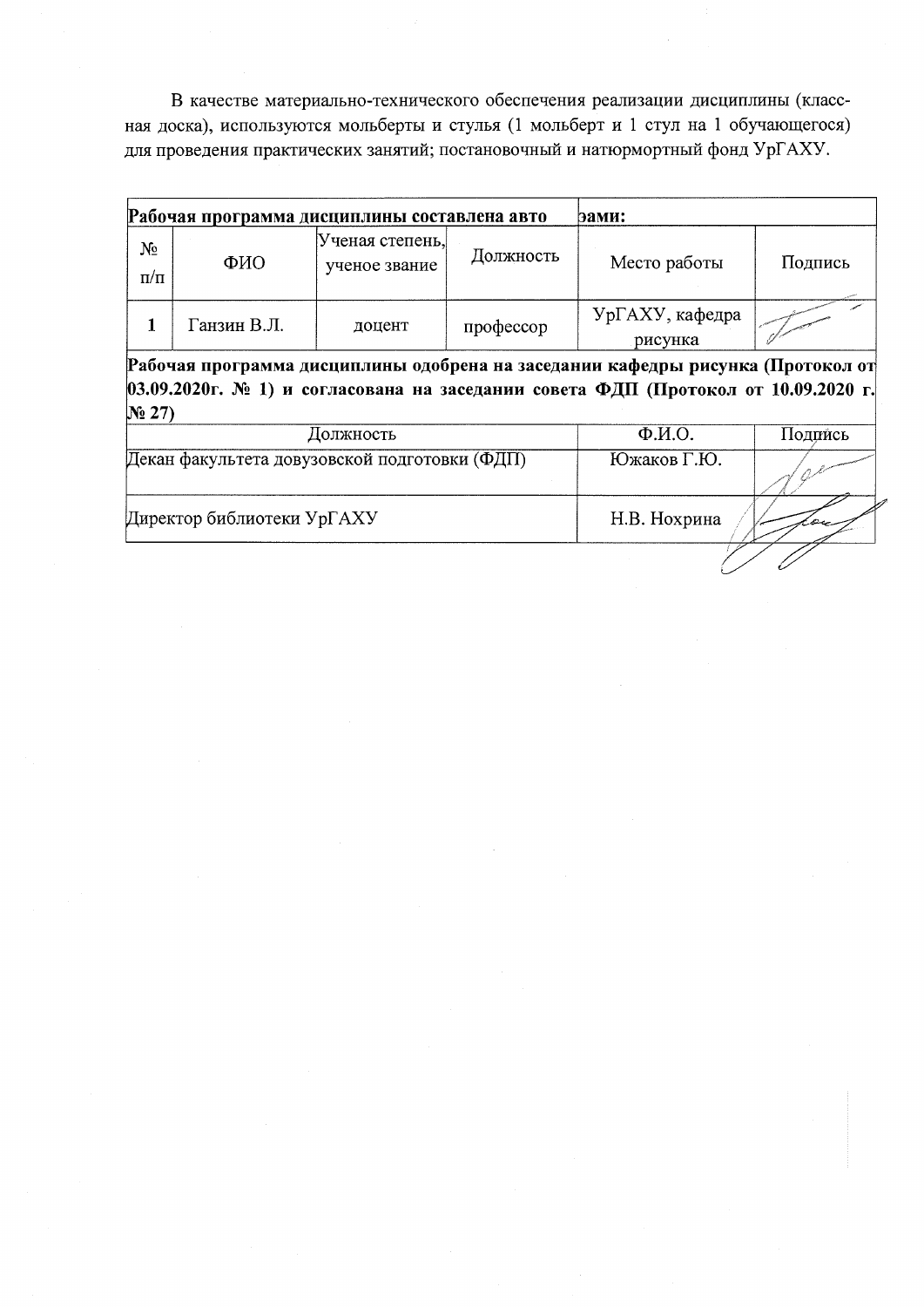В качестве материально-технического обеспечения реализации дисциплины (классная доска), используются мольберты и стулья (1 мольберт и 1 стул на 1 обучающегося) для проведения практических занятий; постановочный и натюрмортный фонд УрГАХУ.

**Рабочая программа дисциплины составлена авторами:**

| № п/п | ФИО | Ученая степень, ученое звание | Должность | Место работы | Подпись |
|---|---|---|---|---|---|
| 1 | Ганзин В.Л. | доцент | профессор | УрГАХУ, кафедра рисунка | |

**Рабочая программа дисциплины одобрена на заседании кафедры рисунка (Протокол от 03.09.2020г. № 1) и согласована на заседании совета ФДП (Протокол от 10.09.2020 г. № 27)**

| Должность | Ф.И.О. | Подпись |
|---|---|---|
| Декан факультета довузовской подготовки (ФДП) | Южаков Г.Ю. | |
| Директор библиотеки УрГАХУ | Н.В. Нохрина | |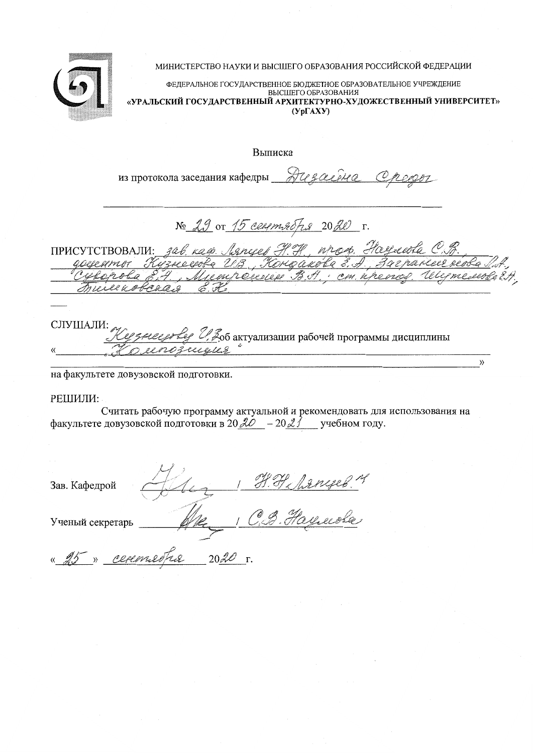МИНИСТЕРСТВО НАУКИ И ВЫСШЕГО ОБРАЗОВАНИЯ РОССИЙСКОЙ ФЕДЕРАЦИИ

ФЕДЕРАЛЬНОЕ ГОСУДАРСТВЕННОЕ БЮДЖЕТНОЕ ОБРАЗОВАТЕЛЬНОЕ УЧРЕЖДЕНИЕ ВЫСШЕГО ОБРАЗОВАНИЯ

**«УРАЛЬСКИЙ ГОСУДАРСТВЕННЫЙ АРХИТЕКТУРНО-ХУДОЖЕСТВЕННЫЙ УНИВЕРСИТЕТ» (УрГАХУ)**

Выписка

из протокола заседания кафедры Дизайна Среды

№ 29 от 15 сентября 2020 г.

ПРИСУТСТВОВАЛИ: зав. каф. Лянцев Н.Н., проф. Наумова С.В., доценты Кузнецова И.В., Кондакова Е.А., Загрaничнова Л.А., Суворова Е.А., Митрейкин В.А.; ст. препод. Шутенкова Е.А., Тишковская Е.К.

СЛУШАЛИ: Кузнецова И.В. об актуализации рабочей программы дисциплины «Композиция»

на факультете довузовской подготовки.

РЕШИЛИ:

Считать рабочую программу актуальной и рекомендовать для использования на факультете довузовской подготовки в 2020 – 2021 учебном году.

Зав. Кафедрой _______ / Н.Н. Лянцев

Ученый секретарь _______ / С.В. Наумова

«25» сентября 2020 г.